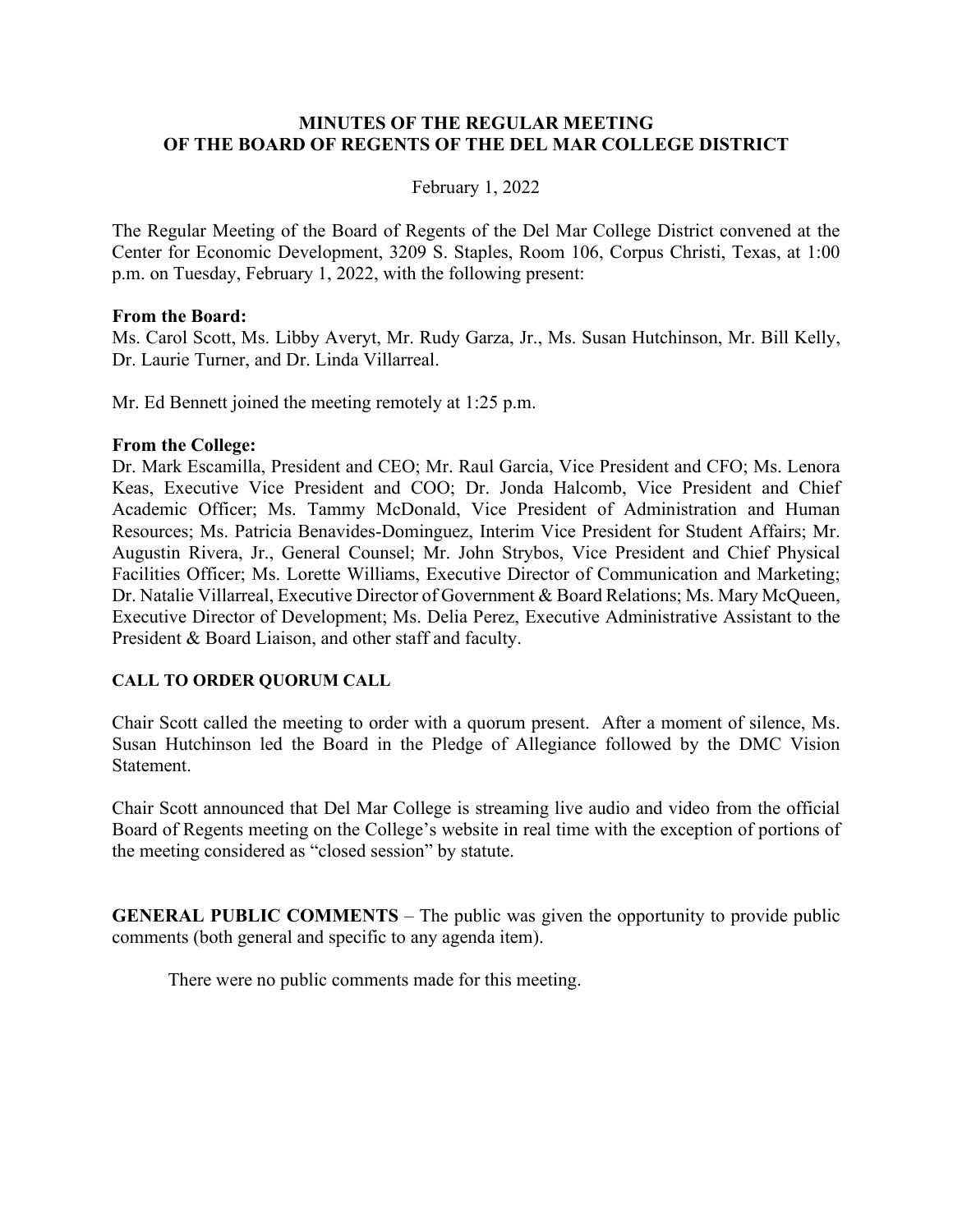# MINUTES OF THE REGULAR MEETING OF THE BOARD OF REGENTS OF THE DEL MAR COLLEGE DISTRICT

February 1, 2022

The Regular Meeting of the Board of Regents of the Del Mar College District convened at the Center for Economic Development, 3209 S. Staples, Room 106, Corpus Christi, Texas, at 1:00 p.m. on Tuesday, February 1, 2022, with the following present:

**From the Board:**
Ms. Carol Scott, Ms. Libby Averyt, Mr. Rudy Garza, Jr., Ms. Susan Hutchinson, Mr. Bill Kelly, Dr. Laurie Turner, and Dr. Linda Villarreal.

Mr. Ed Bennett joined the meeting remotely at 1:25 p.m.

**From the College:**
Dr. Mark Escamilla, President and CEO; Mr. Raul Garcia, Vice President and CFO; Ms. Lenora Keas, Executive Vice President and COO; Dr. Jonda Halcomb, Vice President and Chief Academic Officer; Ms. Tammy McDonald, Vice President of Administration and Human Resources; Ms. Patricia Benavides-Dominguez, Interim Vice President for Student Affairs; Mr. Augustin Rivera, Jr., General Counsel; Mr. John Strybos, Vice President and Chief Physical Facilities Officer; Ms. Lorette Williams, Executive Director of Communication and Marketing; Dr. Natalie Villarreal, Executive Director of Government & Board Relations; Ms. Mary McQueen, Executive Director of Development; Ms. Delia Perez, Executive Administrative Assistant to the President & Board Liaison, and other staff and faculty.

**CALL TO ORDER QUORUM CALL**

Chair Scott called the meeting to order with a quorum present. After a moment of silence, Ms. Susan Hutchinson led the Board in the Pledge of Allegiance followed by the DMC Vision Statement.

Chair Scott announced that Del Mar College is streaming live audio and video from the official Board of Regents meeting on the College's website in real time with the exception of portions of the meeting considered as "closed session" by statute.

**GENERAL PUBLIC COMMENTS** – The public was given the opportunity to provide public comments (both general and specific to any agenda item).

There were no public comments made for this meeting.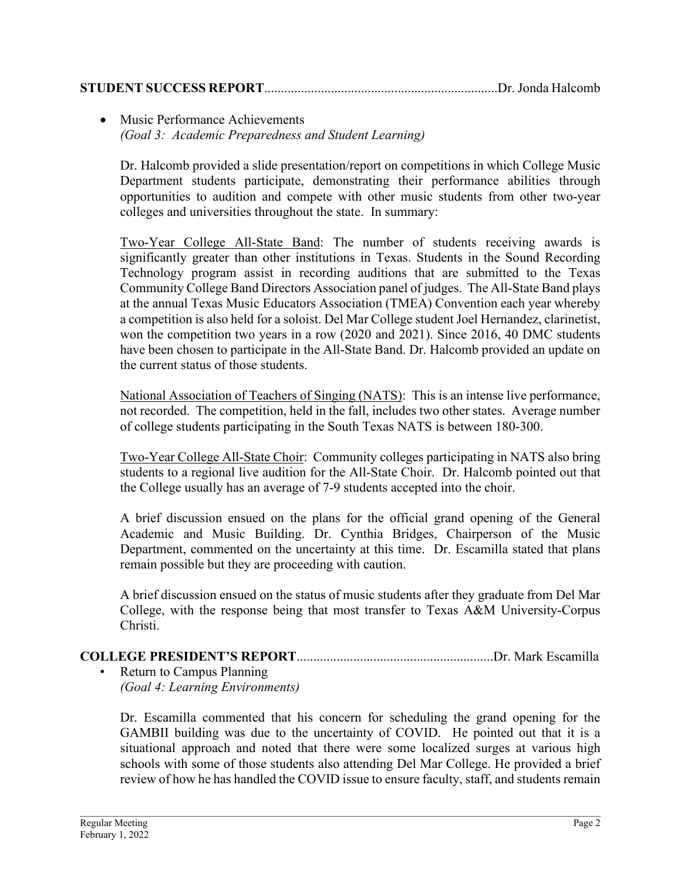**STUDENT SUCCESS REPORT**.....................................................................Dr. Jonda Halcomb

- Music Performance Achievements
  *(Goal 3: Academic Preparedness and Student Learning)*

  Dr. Halcomb provided a slide presentation/report on competitions in which College Music Department students participate, demonstrating their performance abilities through opportunities to audition and compete with other music students from other two-year colleges and universities throughout the state. In summary:

  Two-Year College All-State Band: The number of students receiving awards is significantly greater than other institutions in Texas. Students in the Sound Recording Technology program assist in recording auditions that are submitted to the Texas Community College Band Directors Association panel of judges. The All-State Band plays at the annual Texas Music Educators Association (TMEA) Convention each year whereby a competition is also held for a soloist. Del Mar College student Joel Hernandez, clarinetist, won the competition two years in a row (2020 and 2021). Since 2016, 40 DMC students have been chosen to participate in the All-State Band. Dr. Halcomb provided an update on the current status of those students.

  National Association of Teachers of Singing (NATS): This is an intense live performance, not recorded. The competition, held in the fall, includes two other states. Average number of college students participating in the South Texas NATS is between 180-300.

  Two-Year College All-State Choir: Community colleges participating in NATS also bring students to a regional live audition for the All-State Choir. Dr. Halcomb pointed out that the College usually has an average of 7-9 students accepted into the choir.

  A brief discussion ensued on the plans for the official grand opening of the General Academic and Music Building. Dr. Cynthia Bridges, Chairperson of the Music Department, commented on the uncertainty at this time. Dr. Escamilla stated that plans remain possible but they are proceeding with caution.

  A brief discussion ensued on the status of music students after they graduate from Del Mar College, with the response being that most transfer to Texas A&M University-Corpus Christi.

**COLLEGE PRESIDENT'S REPORT**...........................................................Dr. Mark Escamilla

- Return to Campus Planning
  *(Goal 4: Learning Environments)*

  Dr. Escamilla commented that his concern for scheduling the grand opening for the GAMBII building was due to the uncertainty of COVID. He pointed out that it is a situational approach and noted that there were some localized surges at various high schools with some of those students also attending Del Mar College. He provided a brief review of how he has handled the COVID issue to ensure faculty, staff, and students remain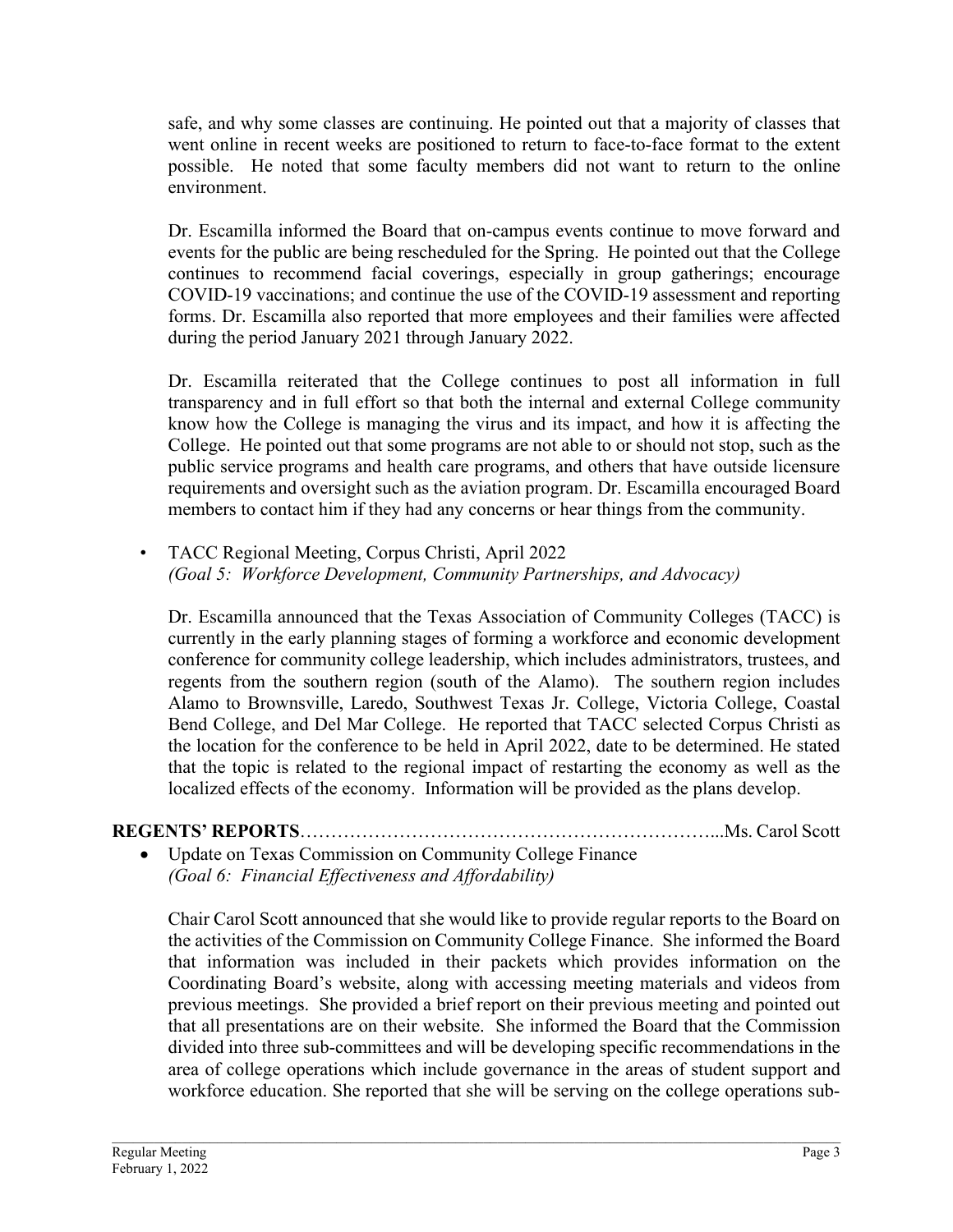safe, and why some classes are continuing. He pointed out that a majority of classes that went online in recent weeks are positioned to return to face-to-face format to the extent possible. He noted that some faculty members did not want to return to the online environment.

Dr. Escamilla informed the Board that on-campus events continue to move forward and events for the public are being rescheduled for the Spring. He pointed out that the College continues to recommend facial coverings, especially in group gatherings; encourage COVID-19 vaccinations; and continue the use of the COVID-19 assessment and reporting forms. Dr. Escamilla also reported that more employees and their families were affected during the period January 2021 through January 2022.

Dr. Escamilla reiterated that the College continues to post all information in full transparency and in full effort so that both the internal and external College community know how the College is managing the virus and its impact, and how it is affecting the College. He pointed out that some programs are not able to or should not stop, such as the public service programs and health care programs, and others that have outside licensure requirements and oversight such as the aviation program. Dr. Escamilla encouraged Board members to contact him if they had any concerns or hear things from the community.

- TACC Regional Meeting, Corpus Christi, April 2022
  *(Goal 5: Workforce Development, Community Partnerships, and Advocacy)*

  Dr. Escamilla announced that the Texas Association of Community Colleges (TACC) is currently in the early planning stages of forming a workforce and economic development conference for community college leadership, which includes administrators, trustees, and regents from the southern region (south of the Alamo). The southern region includes Alamo to Brownsville, Laredo, Southwest Texas Jr. College, Victoria College, Coastal Bend College, and Del Mar College. He reported that TACC selected Corpus Christi as the location for the conference to be held in April 2022, date to be determined. He stated that the topic is related to the regional impact of restarting the economy as well as the localized effects of the economy. Information will be provided as the plans develop.

**REGENTS' REPORTS**…………………………………………………………...Ms. Carol Scott

- Update on Texas Commission on Community College Finance
  *(Goal 6: Financial Effectiveness and Affordability)*

  Chair Carol Scott announced that she would like to provide regular reports to the Board on the activities of the Commission on Community College Finance. She informed the Board that information was included in their packets which provides information on the Coordinating Board's website, along with accessing meeting materials and videos from previous meetings. She provided a brief report on their previous meeting and pointed out that all presentations are on their website. She informed the Board that the Commission divided into three sub-committees and will be developing specific recommendations in the area of college operations which include governance in the areas of student support and workforce education. She reported that she will be serving on the college operations sub-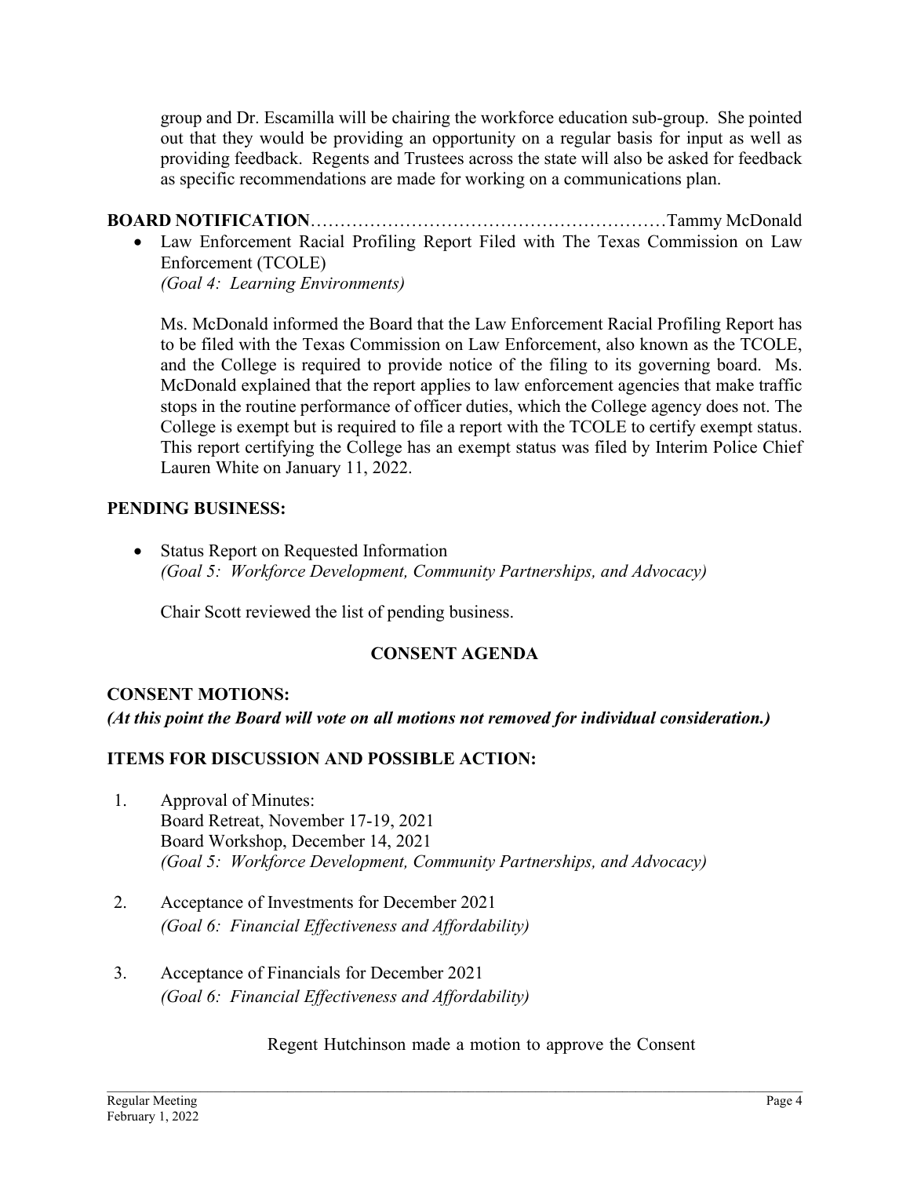group and Dr. Escamilla will be chairing the workforce education sub-group. She pointed out that they would be providing an opportunity on a regular basis for input as well as providing feedback. Regents and Trustees across the state will also be asked for feedback as specific recommendations are made for working on a communications plan.

**BOARD NOTIFICATION**……………………………………………………Tammy McDonald

- Law Enforcement Racial Profiling Report Filed with The Texas Commission on Law Enforcement (TCOLE)
  *(Goal 4: Learning Environments)*

  Ms. McDonald informed the Board that the Law Enforcement Racial Profiling Report has to be filed with the Texas Commission on Law Enforcement, also known as the TCOLE, and the College is required to provide notice of the filing to its governing board. Ms. McDonald explained that the report applies to law enforcement agencies that make traffic stops in the routine performance of officer duties, which the College agency does not. The College is exempt but is required to file a report with the TCOLE to certify exempt status. This report certifying the College has an exempt status was filed by Interim Police Chief Lauren White on January 11, 2022.

**PENDING BUSINESS:**

- Status Report on Requested Information
  *(Goal 5: Workforce Development, Community Partnerships, and Advocacy)*

  Chair Scott reviewed the list of pending business.

**CONSENT AGENDA**

**CONSENT MOTIONS:**
***(At this point the Board will vote on all motions not removed for individual consideration.)***

**ITEMS FOR DISCUSSION AND POSSIBLE ACTION:**

1. Approval of Minutes:
   Board Retreat, November 17-19, 2021
   Board Workshop, December 14, 2021
   *(Goal 5: Workforce Development, Community Partnerships, and Advocacy)*

2. Acceptance of Investments for December 2021
   *(Goal 6: Financial Effectiveness and Affordability)*

3. Acceptance of Financials for December 2021
   *(Goal 6: Financial Effectiveness and Affordability)*

Regent Hutchinson made a motion to approve the Consent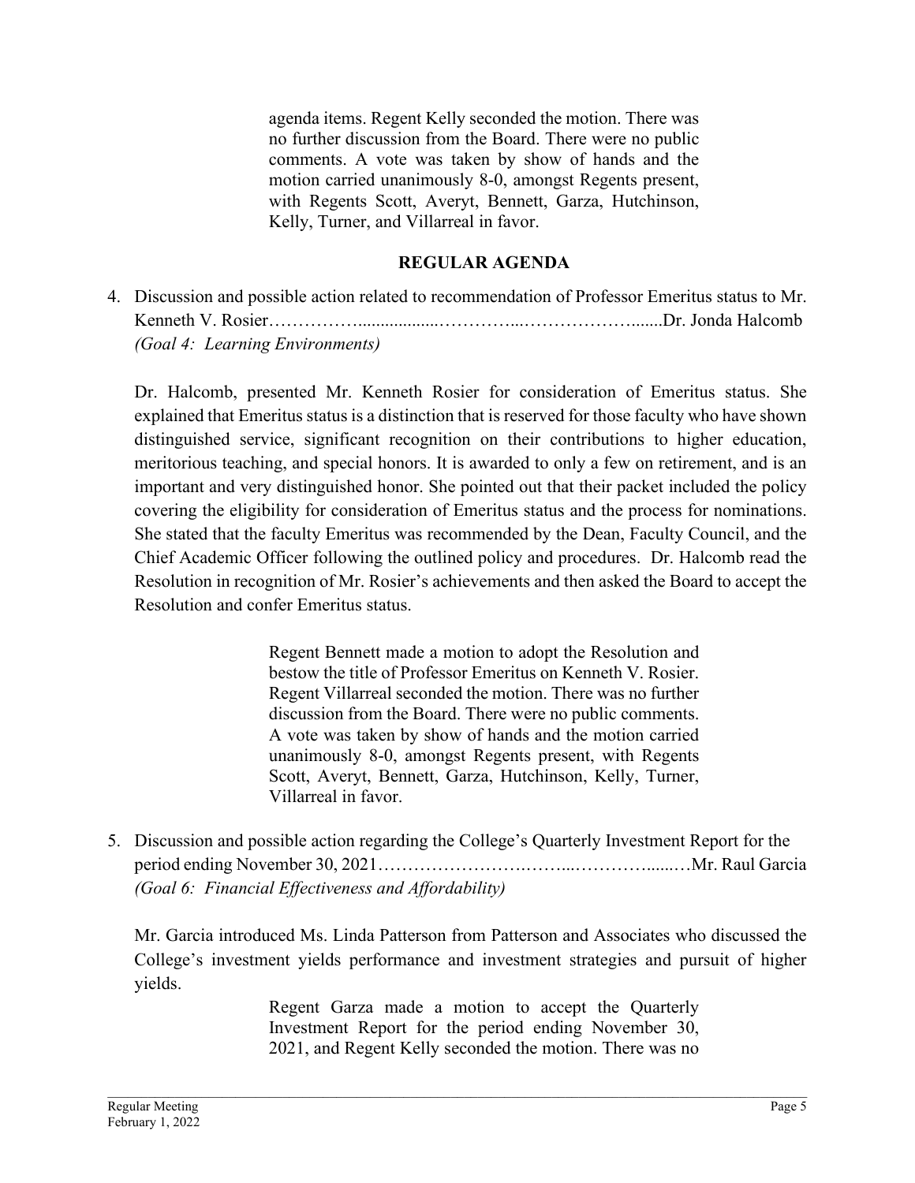agenda items. Regent Kelly seconded the motion. There was no further discussion from the Board. There were no public comments. A vote was taken by show of hands and the motion carried unanimously 8-0, amongst Regents present, with Regents Scott, Averyt, Bennett, Garza, Hutchinson, Kelly, Turner, and Villarreal in favor.

## REGULAR AGENDA

4. Discussion and possible action related to recommendation of Professor Emeritus status to Mr. Kenneth V. Rosier……………..................…………..…………………......Dr. Jonda Halcomb
*(Goal 4: Learning Environments)*

   Dr. Halcomb, presented Mr. Kenneth Rosier for consideration of Emeritus status. She explained that Emeritus status is a distinction that is reserved for those faculty who have shown distinguished service, significant recognition on their contributions to higher education, meritorious teaching, and special honors. It is awarded to only a few on retirement, and is an important and very distinguished honor. She pointed out that their packet included the policy covering the eligibility for consideration of Emeritus status and the process for nominations. She stated that the faculty Emeritus was recommended by the Dean, Faculty Council, and the Chief Academic Officer following the outlined policy and procedures. Dr. Halcomb read the Resolution in recognition of Mr. Rosier's achievements and then asked the Board to accept the Resolution and confer Emeritus status.

   Regent Bennett made a motion to adopt the Resolution and bestow the title of Professor Emeritus on Kenneth V. Rosier. Regent Villarreal seconded the motion. There was no further discussion from the Board. There were no public comments. A vote was taken by show of hands and the motion carried unanimously 8-0, amongst Regents present, with Regents Scott, Averyt, Bennett, Garza, Hutchinson, Kelly, Turner, Villarreal in favor.

5. Discussion and possible action regarding the College's Quarterly Investment Report for the period ending November 30, 2021…………………….……...………….....…Mr. Raul Garcia
*(Goal 6: Financial Effectiveness and Affordability)*

   Mr. Garcia introduced Ms. Linda Patterson from Patterson and Associates who discussed the College's investment yields performance and investment strategies and pursuit of higher yields.

   Regent Garza made a motion to accept the Quarterly Investment Report for the period ending November 30, 2021, and Regent Kelly seconded the motion. There was no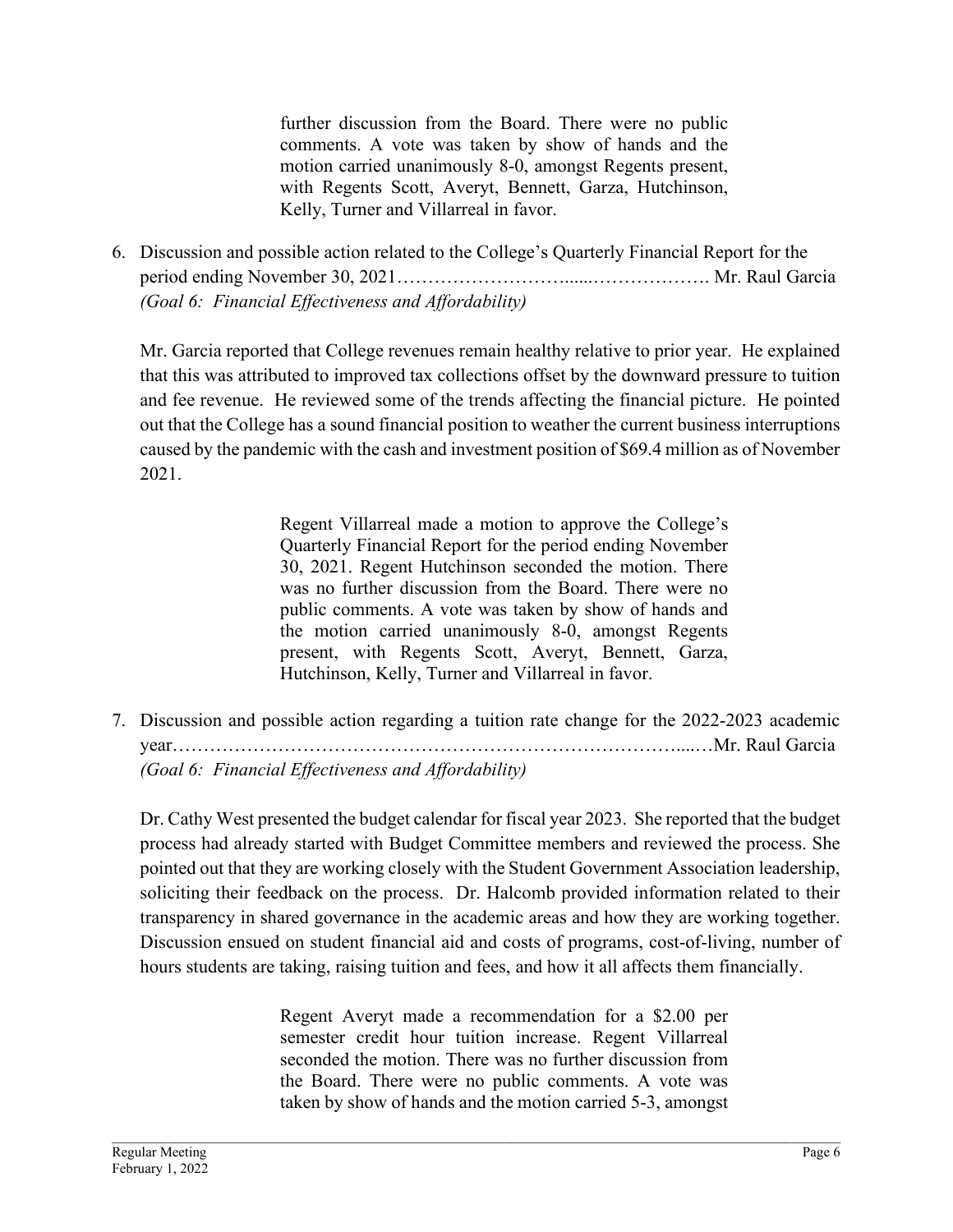further discussion from the Board. There were no public comments. A vote was taken by show of hands and the motion carried unanimously 8-0, amongst Regents present, with Regents Scott, Averyt, Bennett, Garza, Hutchinson, Kelly, Turner and Villarreal in favor.

6. Discussion and possible action related to the College's Quarterly Financial Report for the period ending November 30, 2021………………………......………………. Mr. Raul Garcia
   *(Goal 6: Financial Effectiveness and Affordability)*

   Mr. Garcia reported that College revenues remain healthy relative to prior year. He explained that this was attributed to improved tax collections offset by the downward pressure to tuition and fee revenue. He reviewed some of the trends affecting the financial picture. He pointed out that the College has a sound financial position to weather the current business interruptions caused by the pandemic with the cash and investment position of $69.4 million as of November 2021.

   Regent Villarreal made a motion to approve the College's Quarterly Financial Report for the period ending November 30, 2021. Regent Hutchinson seconded the motion. There was no further discussion from the Board. There were no public comments. A vote was taken by show of hands and the motion carried unanimously 8-0, amongst Regents present, with Regents Scott, Averyt, Bennett, Garza, Hutchinson, Kelly, Turner and Villarreal in favor.

7. Discussion and possible action regarding a tuition rate change for the 2022-2023 academic year……………………………………………………………………....…Mr. Raul Garcia
   *(Goal 6: Financial Effectiveness and Affordability)*

   Dr. Cathy West presented the budget calendar for fiscal year 2023. She reported that the budget process had already started with Budget Committee members and reviewed the process. She pointed out that they are working closely with the Student Government Association leadership, soliciting their feedback on the process. Dr. Halcomb provided information related to their transparency in shared governance in the academic areas and how they are working together. Discussion ensued on student financial aid and costs of programs, cost-of-living, number of hours students are taking, raising tuition and fees, and how it all affects them financially.

   Regent Averyt made a recommendation for a $2.00 per semester credit hour tuition increase. Regent Villarreal seconded the motion. There was no further discussion from the Board. There were no public comments. A vote was taken by show of hands and the motion carried 5-3, amongst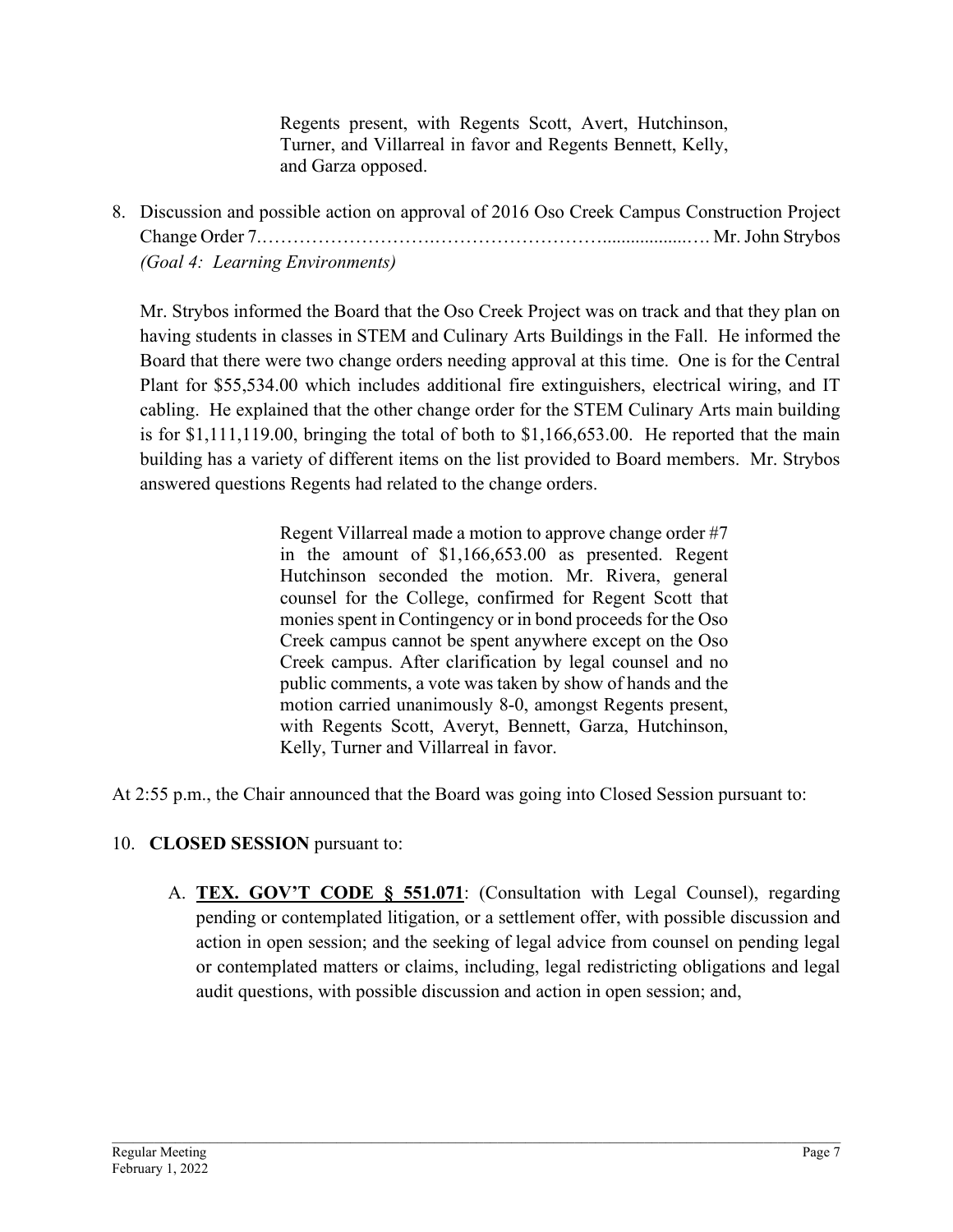Regents present, with Regents Scott, Avert, Hutchinson, Turner, and Villarreal in favor and Regents Bennett, Kelly, and Garza opposed.

8. Discussion and possible action on approval of 2016 Oso Creek Campus Construction Project Change Order 7……………………….………………………................…. Mr. John Strybos
*(Goal 4: Learning Environments)*

   Mr. Strybos informed the Board that the Oso Creek Project was on track and that they plan on having students in classes in STEM and Culinary Arts Buildings in the Fall. He informed the Board that there were two change orders needing approval at this time. One is for the Central Plant for $55,534.00 which includes additional fire extinguishers, electrical wiring, and IT cabling. He explained that the other change order for the STEM Culinary Arts main building is for $1,111,119.00, bringing the total of both to $1,166,653.00. He reported that the main building has a variety of different items on the list provided to Board members. Mr. Strybos answered questions Regents had related to the change orders.

   Regent Villarreal made a motion to approve change order #7 in the amount of $1,166,653.00 as presented. Regent Hutchinson seconded the motion. Mr. Rivera, general counsel for the College, confirmed for Regent Scott that monies spent in Contingency or in bond proceeds for the Oso Creek campus cannot be spent anywhere except on the Oso Creek campus. After clarification by legal counsel and no public comments, a vote was taken by show of hands and the motion carried unanimously 8-0, amongst Regents present, with Regents Scott, Averyt, Bennett, Garza, Hutchinson, Kelly, Turner and Villarreal in favor.

At 2:55 p.m., the Chair announced that the Board was going into Closed Session pursuant to:

10. **CLOSED SESSION** pursuant to:

    A. **TEX. GOV'T CODE § 551.071**: (Consultation with Legal Counsel), regarding pending or contemplated litigation, or a settlement offer, with possible discussion and action in open session; and the seeking of legal advice from counsel on pending legal or contemplated matters or claims, including, legal redistricting obligations and legal audit questions, with possible discussion and action in open session; and,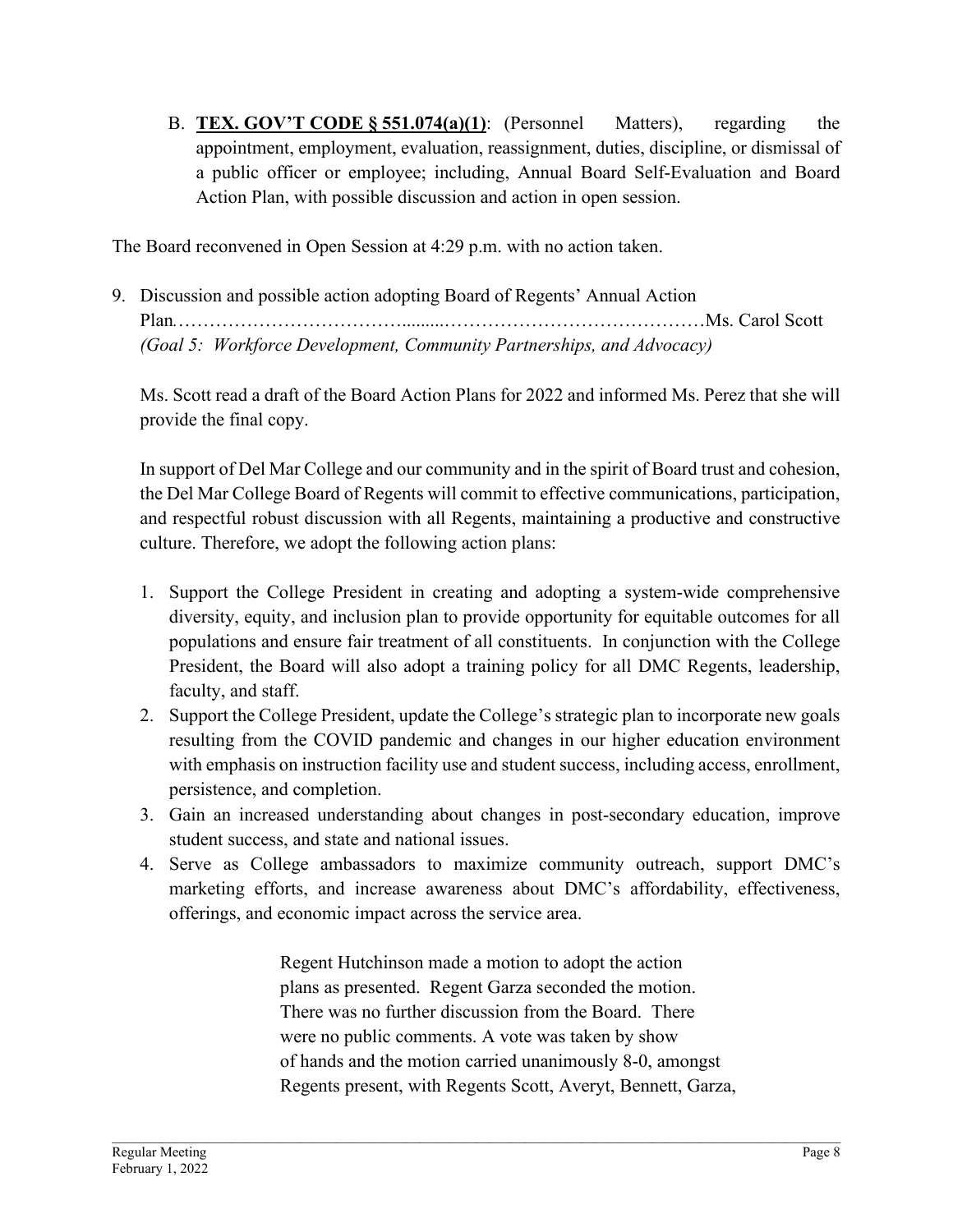B. **TEX. GOV'T CODE § 551.074(a)(1)**: (Personnel Matters), regarding the appointment, employment, evaluation, reassignment, duties, discipline, or dismissal of a public officer or employee; including, Annual Board Self-Evaluation and Board Action Plan, with possible discussion and action in open session.

The Board reconvened in Open Session at 4:29 p.m. with no action taken.

9. Discussion and possible action adopting Board of Regents' Annual Action Plan.......................................................................................Ms. Carol Scott
   *(Goal 5: Workforce Development, Community Partnerships, and Advocacy)*

   Ms. Scott read a draft of the Board Action Plans for 2022 and informed Ms. Perez that she will provide the final copy.

   In support of Del Mar College and our community and in the spirit of Board trust and cohesion, the Del Mar College Board of Regents will commit to effective communications, participation, and respectful robust discussion with all Regents, maintaining a productive and constructive culture. Therefore, we adopt the following action plans:

   1. Support the College President in creating and adopting a system-wide comprehensive diversity, equity, and inclusion plan to provide opportunity for equitable outcomes for all populations and ensure fair treatment of all constituents. In conjunction with the College President, the Board will also adopt a training policy for all DMC Regents, leadership, faculty, and staff.
   2. Support the College President, update the College's strategic plan to incorporate new goals resulting from the COVID pandemic and changes in our higher education environment with emphasis on instruction facility use and student success, including access, enrollment, persistence, and completion.
   3. Gain an increased understanding about changes in post-secondary education, improve student success, and state and national issues.
   4. Serve as College ambassadors to maximize community outreach, support DMC's marketing efforts, and increase awareness about DMC's affordability, effectiveness, offerings, and economic impact across the service area.

   Regent Hutchinson made a motion to adopt the action plans as presented. Regent Garza seconded the motion. There was no further discussion from the Board. There were no public comments. A vote was taken by show of hands and the motion carried unanimously 8-0, amongst Regents present, with Regents Scott, Averyt, Bennett, Garza,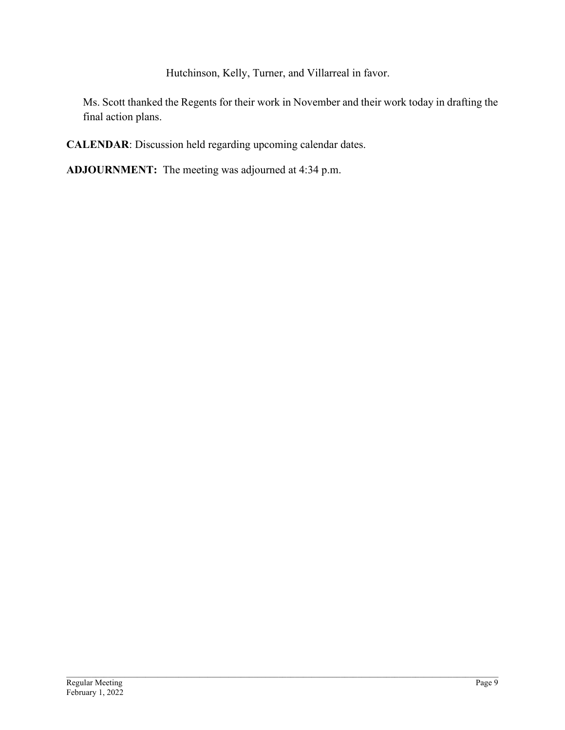Hutchinson, Kelly, Turner, and Villarreal in favor.

Ms. Scott thanked the Regents for their work in November and their work today in drafting the final action plans.

**CALENDAR**: Discussion held regarding upcoming calendar dates.

**ADJOURNMENT:** The meeting was adjourned at 4:34 p.m.